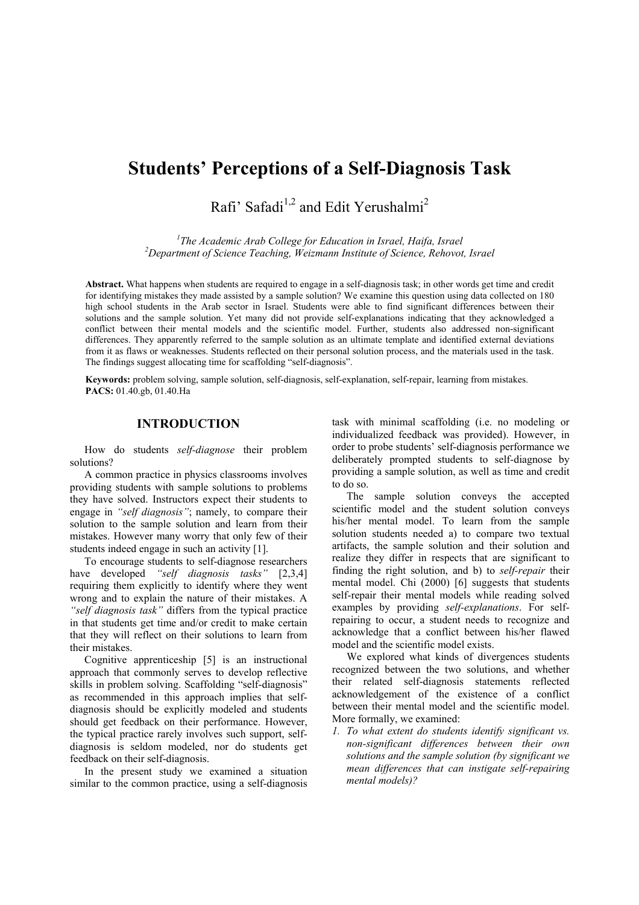# Students' Perceptions of a Self-Diagnosis Task

Rafi' Safadi[1,2] and Edit Yerushalmi[2]

*[1]The Academic Arab College for Education in Israel, Haifa, Israel*
*[2]Department of Science Teaching, Weizmann Institute of Science, Rehovot, Israel*

**Abstract.** What happens when students are required to engage in a self-diagnosis task; in other words get time and credit for identifying mistakes they made assisted by a sample solution? We examine this question using data collected on 180 high school students in the Arab sector in Israel. Students were able to find significant differences between their solutions and the sample solution. Yet many did not provide self-explanations indicating that they acknowledged a conflict between their mental models and the scientific model. Further, students also addressed non-significant differences. They apparently referred to the sample solution as an ultimate template and identified external deviations from it as flaws or weaknesses. Students reflected on their personal solution process, and the materials used in the task. The findings suggest allocating time for scaffolding "self-diagnosis".

**Keywords:** problem solving, sample solution, self-diagnosis, self-explanation, self-repair, learning from mistakes.
**PACS:** 01.40.gb, 01.40.Ha

## INTRODUCTION

How do students *self-diagnose* their problem solutions?

A common practice in physics classrooms involves providing students with sample solutions to problems they have solved. Instructors expect their students to engage in *"self diagnosis"*; namely, to compare their solution to the sample solution and learn from their mistakes. However many worry that only few of their students indeed engage in such an activity [1].

To encourage students to self-diagnose researchers have developed *"self diagnosis tasks"* [2,3,4] requiring them explicitly to identify where they went wrong and to explain the nature of their mistakes. A *"self diagnosis task"* differs from the typical practice in that students get time and/or credit to make certain that they will reflect on their solutions to learn from their mistakes.

Cognitive apprenticeship [5] is an instructional approach that commonly serves to develop reflective skills in problem solving. Scaffolding "self-diagnosis" as recommended in this approach implies that self-diagnosis should be explicitly modeled and students should get feedback on their performance. However, the typical practice rarely involves such support, self-diagnosis is seldom modeled, nor do students get feedback on their self-diagnosis.

In the present study we examined a situation similar to the common practice, using a self-diagnosis task with minimal scaffolding (i.e. no modeling or individualized feedback was provided). However, in order to probe students' self-diagnosis performance we deliberately prompted students to self-diagnose by providing a sample solution, as well as time and credit to do so.

The sample solution conveys the accepted scientific model and the student solution conveys his/her mental model. To learn from the sample solution students needed a) to compare two textual artifacts, the sample solution and their solution and realize they differ in respects that are significant to finding the right solution, and b) to *self-repair* their mental model. Chi (2000) [6] suggests that students self-repair their mental models while reading solved examples by providing *self-explanations*. For self-repairing to occur, a student needs to recognize and acknowledge that a conflict between his/her flawed model and the scientific model exists.

We explored what kinds of divergences students recognized between the two solutions, and whether their related self-diagnosis statements reflected acknowledgement of the existence of a conflict between their mental model and the scientific model. More formally, we examined:

1. *To what extent do students identify significant vs. non-significant differences between their own solutions and the sample solution (by significant we mean differences that can instigate self-repairing mental models)?*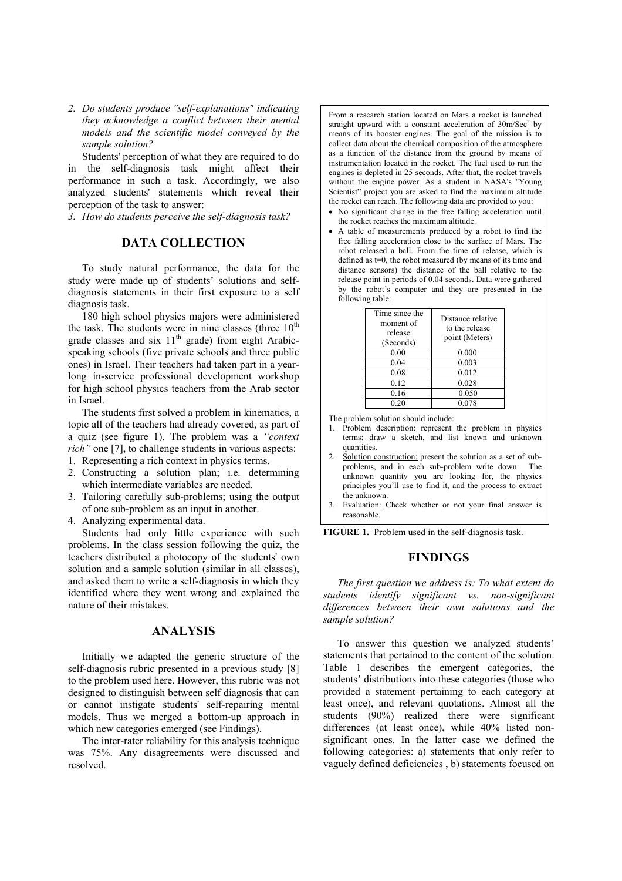2. *Do students produce "self-explanations" indicating they acknowledge a conflict between their mental models and the scientific model conveyed by the sample solution?*

Students' perception of what they are required to do in the self-diagnosis task might affect their performance in such a task. Accordingly, we also analyzed students' statements which reveal their perception of the task to answer:

3. *How do students perceive the self-diagnosis task?*

## DATA COLLECTION

To study natural performance, the data for the study were made up of students' solutions and self-diagnosis statements in their first exposure to a self diagnosis task.

180 high school physics majors were administered the task. The students were in nine classes (three 10th grade classes and six 11th grade) from eight Arabic-speaking schools (five private schools and three public ones) in Israel. Their teachers had taken part in a year-long in-service professional development workshop for high school physics teachers from the Arab sector in Israel.

The students first solved a problem in kinematics, a topic all of the teachers had already covered, as part of a quiz (see figure 1). The problem was a *"context rich"* one [7], to challenge students in various aspects:

1. Representing a rich context in physics terms.
2. Constructing a solution plan; i.e. determining which intermediate variables are needed.
3. Tailoring carefully sub-problems; using the output of one sub-problem as an input in another.
4. Analyzing experimental data.

Students had only little experience with such problems. In the class session following the quiz, the teachers distributed a photocopy of the students' own solution and a sample solution (similar in all classes), and asked them to write a self-diagnosis in which they identified where they went wrong and explained the nature of their mistakes.

## ANALYSIS

Initially we adapted the generic structure of the self-diagnosis rubric presented in a previous study [8] to the problem used here. However, this rubric was not designed to distinguish between self diagnosis that can or cannot instigate students' self-repairing mental models. Thus we merged a bottom-up approach in which new categories emerged (see Findings).

The inter-rater reliability for this analysis technique was 75%. Any disagreements were discussed and resolved.

From a research station located on Mars a rocket is launched straight upward with a constant acceleration of $30m/Sec^2$ by means of its booster engines. The goal of the mission is to collect data about the chemical composition of the atmosphere as a function of the distance from the ground by means of instrumentation located in the rocket. The fuel used to run the engines is depleted in 25 seconds. After that, the rocket travels without the engine power. As a student in NASA's "Young Scientist" project you are asked to find the maximum altitude the rocket can reach. The following data are provided to you:

- No significant change in the free falling acceleration until the rocket reaches the maximum altitude.
- A table of measurements produced by a robot to find the free falling acceleration close to the surface of Mars. The robot released a ball. From the time of release, which is defined as t=0, the robot measured (by means of its time and distance sensors) the distance of the ball relative to the release point in periods of 0.04 seconds. Data were gathered by the robot's computer and they are presented in the following table:

| Time since the moment of release (Seconds) | Distance relative to the release point (Meters) |
|---|---|
| 0.00 | 0.000 |
| 0.04 | 0.003 |
| 0.08 | 0.012 |
| 0.12 | 0.028 |
| 0.16 | 0.050 |
| 0.20 | 0.078 |

The problem solution should include:

1. Problem description: represent the problem in physics terms: draw a sketch, and list known and unknown quantities.
2. Solution construction: present the solution as a set of sub-problems, and in each sub-problem write down: The unknown quantity you are looking for, the physics principles you'll use to find it, and the process to extract the unknown.
3. Evaluation: Check whether or not your final answer is reasonable.

**FIGURE 1.** Problem used in the self-diagnosis task.

## FINDINGS

*The first question we address is: To what extent do students identify significant vs. non-significant differences between their own solutions and the sample solution?*

To answer this question we analyzed students' statements that pertained to the content of the solution. Table 1 describes the emergent categories, the students' distributions into these categories (those who provided a statement pertaining to each category at least once), and relevant quotations. Almost all the students (90%) realized there were significant differences (at least once), while 40% listed non-significant ones. In the latter case we defined the following categories: a) statements that only refer to vaguely defined deficiencies , b) statements focused on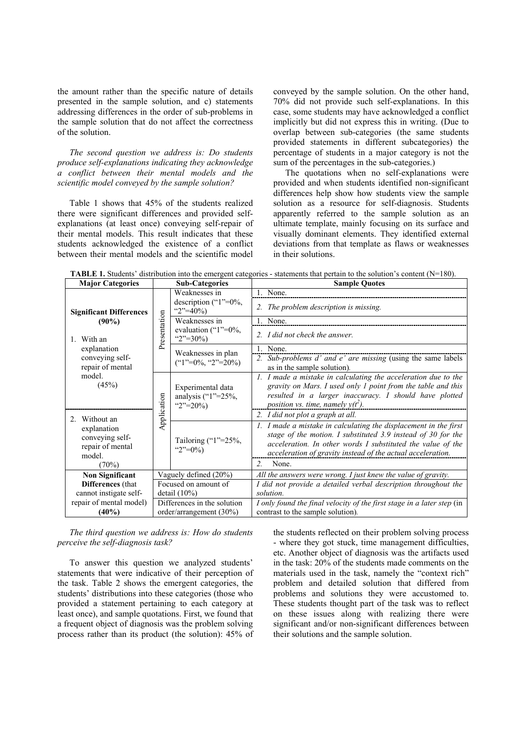the amount rather than the specific nature of details presented in the sample solution, and c) statements addressing differences in the order of sub-problems in the sample solution that do not affect the correctness of the solution.

*The second question we address is: Do students produce self-explanations indicating they acknowledge a conflict between their mental models and the scientific model conveyed by the sample solution?*

Table 1 shows that 45% of the students realized there were significant differences and provided self-explanations (at least once) conveying self-repair of their mental models. This result indicates that these students acknowledged the existence of a conflict between their mental models and the scientific model conveyed by the sample solution. On the other hand, 70% did not provide such self-explanations. In this case, some students may have acknowledged a conflict implicitly but did not express this in writing. (Due to overlap between sub-categories (the same students provided statements in different subcategories) the percentage of students in a major category is not the sum of the percentages in the sub-categories.)

The quotations when no self-explanations were provided and when students identified non-significant differences help show how students view the sample solution as a resource for self-diagnosis. Students apparently referred to the sample solution as an ultimate template, mainly focusing on its surface and visually dominant elements. They identified external deviations from that template as flaws or weaknesses in their solutions.

**TABLE 1.** Students' distribution into the emergent categories - statements that pertain to the solution's content (N=180).

| Major Categories | Sub-Categories | | Sample Quotes |
|---|---|---|---|
| **Significant Differences (90%)** | Presentation | Weaknesses in description ("1"=0%, "2"=40%) | 1. None. |
| 1. With an explanation conveying self-repair of mental model. (45%) | | | 2. *The problem description is missing.* |
| | | Weaknesses in evaluation ("1"=0%, "2"=30%) | 1. None. |
| | | | 2. *I did not check the answer.* |
| | | Weaknesses in plan ("1"=0%, "2"=20%) | 1. None. |
| | | | 2. *Sub-problems d' and e' are missing* (using the same labels as in the sample solution). |
| | Application | Experimental data analysis ("1"=25%, "2"=20%) | 1. *I made a mistake in calculating the acceleration due to the gravity on Mars. I used only 1 point from the table and this resulted in a larger inaccuracy. I should have plotted position vs. time, namely $y(t^2)$.* |
| 2. Without an explanation conveying self-repair of mental model. (70%) | | | 2. *I did not plot a graph at all.* |
| | | Tailoring ("1"=25%, "2"=0%) | 1. *I made a mistake in calculating the displacement in the first stage of the motion. I substituted 3.9 instead of 30 for the acceleration. In other words I substituted the value of the acceleration of gravity instead of the actual acceleration.* |
| | | | 2. None. |
| **Non Significant Differences** (that cannot instigate self-repair of mental model) **(40%)** | Vaguely defined (20%) | | *All the answers were wrong. I just knew the value of gravity.* |
| | Focused on amount of detail (10%) | | *I did not provide a detailed verbal description throughout the solution.* |
| | Differences in the solution order/arrangement (30%) | | *I only found the final velocity of the first stage in a later step* (in contrast to the sample solution). |

*The third question we address is: How do students perceive the self-diagnosis task?*

To answer this question we analyzed students' statements that were indicative of their perception of the task. Table 2 shows the emergent categories, the students' distributions into these categories (those who provided a statement pertaining to each category at least once), and sample quotations. First, we found that a frequent object of diagnosis was the problem solving process rather than its product (the solution): 45% of the students reflected on their problem solving process - where they got stuck, time management difficulties, etc. Another object of diagnosis was the artifacts used in the task: 20% of the students made comments on the materials used in the task, namely the "context rich" problem and detailed solution that differed from problems and solutions they were accustomed to. These students thought part of the task was to reflect on these issues along with realizing there were significant and/or non-significant differences between their solutions and the sample solution.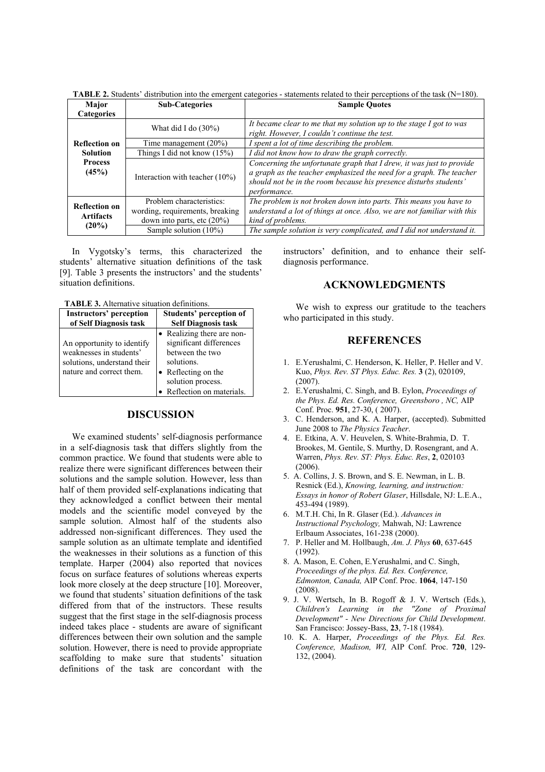**TABLE 2.** Students' distribution into the emergent categories - statements related to their perceptions of the task (N=180).

| Major Categories | Sub-Categories | Sample Quotes |
|---|---|---|
| **Reflection on Solution Process (45%)** | What did I do (30%) | *It became clear to me that my solution up to the stage I got to was right. However, I couldn't continue the test.* |
| | Time management (20%) | *I spent a lot of time describing the problem.* |
| | Things I did not know (15%) | *I did not know how to draw the graph correctly.* |
| | Interaction with teacher (10%) | *Concerning the unfortunate graph that I drew, it was just to provide a graph as the teacher emphasized the need for a graph. The teacher should not be in the room because his presence disturbs students' performance.* |
| **Reflection on Artifacts (20%)** | Problem characteristics: wording, requirements, breaking down into parts, etc (20%) | *The problem is not broken down into parts. This means you have to understand a lot of things at once. Also, we are not familiar with this kind of problems.* |
| | Sample solution (10%) | *The sample solution is very complicated, and I did not understand it.* |

In Vygotsky's terms, this characterized the students' alternative situation definitions of the task [9]. Table 3 presents the instructors' and the students' situation definitions.

**TABLE 3.** Alternative situation definitions.

| Instructors' perception of Self Diagnosis task | Students' perception of Self Diagnosis task |
|---|---|
| An opportunity to identify weaknesses in students' solutions, understand their nature and correct them. | • Realizing there are non-significant differences between the two solutions. • Reflecting on the solution process. • Reflection on materials. |

## DISCUSSION

We examined students' self-diagnosis performance in a self-diagnosis task that differs slightly from the common practice. We found that students were able to realize there were significant differences between their solutions and the sample solution. However, less than half of them provided self-explanations indicating that they acknowledged a conflict between their mental models and the scientific model conveyed by the sample solution. Almost half of the students also addressed non-significant differences. They used the sample solution as an ultimate template and identified the weaknesses in their solutions as a function of this template. Harper (2004) also reported that novices focus on surface features of solutions whereas experts look more closely at the deep structure [10]. Moreover, we found that students' situation definitions of the task differed from that of the instructors. These results suggest that the first stage in the self-diagnosis process indeed takes place - students are aware of significant differences between their own solution and the sample solution. However, there is need to provide appropriate scaffolding to make sure that students' situation definitions of the task are concordant with the instructors' definition, and to enhance their self-diagnosis performance.

## ACKNOWLEDGMENTS

We wish to express our gratitude to the teachers who participated in this study.

## REFERENCES

1. E.Yerushalmi, C. Henderson, K. Heller, P. Heller and V. Kuo, *Phys. Rev. ST Phys. Educ. Res.* **3** (2), 020109, (2007).
2. E.Yerushalmi, C. Singh, and B. Eylon, *Proceedings of the Phys. Ed. Res. Conference, Greensboro , NC,* AIP Conf. Proc. **951**, 27-30, ( 2007).
3. C. Henderson, and K. A. Harper, (accepted). Submitted June 2008 to *The Physics Teacher*.
4. E. Etkina, A. V. Heuvelen, S. White-Brahmia, D. T. Brookes, M. Gentile, S. Murthy, D. Rosengrant, and A. Warren, *Phys. Rev. ST: Phys. Educ. Res*, **2**, 020103 (2006).
5. A. Collins, J. S. Brown, and S. E. Newman, in L. B. Resnick (Ed.), *Knowing, learning, and instruction: Essays in honor of Robert Glaser*, Hillsdale, NJ: L.E.A., 453-494 (1989).
6. M.T.H. Chi, In R. Glaser (Ed.). *Advances in Instructional Psychology,* Mahwah, NJ: Lawrence Erlbaum Associates, 161-238 (2000).
7. P. Heller and M. Hollbaugh, *Am. J. Phys* **60**, 637-645 (1992).
8. A. Mason, E. Cohen, E.Yerushalmi, and C. Singh, *Proceedings of the phys. Ed. Res. Conference, Edmonton, Canada,* AIP Conf. Proc. **1064**, 147-150 (2008).
9. J. V. Wertsch, In B. Rogoff & J. V. Wertsch (Eds.), *Children's Learning in the "Zone of Proximal Development" - New Directions for Child Development*. San Francisco: Jossey-Bass, **23**, 7-18 (1984).
10. K. A. Harper, *Proceedings of the Phys. Ed. Res. Conference, Madison, WI,* AIP Conf. Proc. **720**, 129-132, (2004).